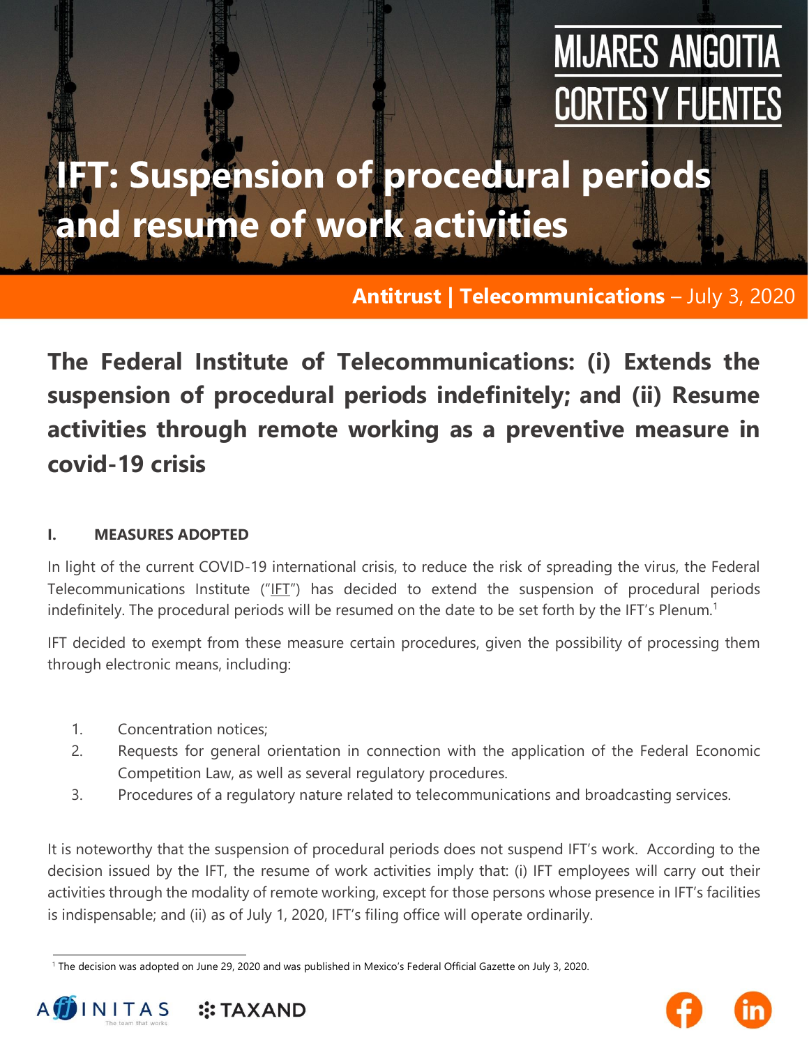MIJARES ANGOITIA CORTES Y FUENTES

# IFT: Suspension of procedural periods and resume of work activities

**Antitrust | Telecommunications** – July 3, 2020

## The Federal Institute of Telecommunications: (i) Extends the suspension of procedural periods indefinitely; and (ii) Resume activities through remote working as a preventive measure in covid-19 crisis

### I. MEASURES ADOPTED

In light of the current COVID-19 international crisis, to reduce the risk of spreading the virus, the Federal Telecommunications Institute ("IFT") has decided to extend the suspension of procedural periods indefinitely. The procedural periods will be resumed on the date to be set forth by the IFT's Plenum.[1]

IFT decided to exempt from these measure certain procedures, given the possibility of processing them through electronic means, including:

1. Concentration notices;
2. Requests for general orientation in connection with the application of the Federal Economic Competition Law, as well as several regulatory procedures.
3. Procedures of a regulatory nature related to telecommunications and broadcasting services.

It is noteworthy that the suspension of procedural periods does not suspend IFT's work. According to the decision issued by the IFT, the resume of work activities imply that: (i) IFT employees will carry out their activities through the modality of remote working, except for those persons whose presence in IFT's facilities is indispensable; and (ii) as of July 1, 2020, IFT's filing office will operate ordinarily.

[1] The decision was adopted on June 29, 2020 and was published in Mexico's Federal Official Gazette on July 3, 2020.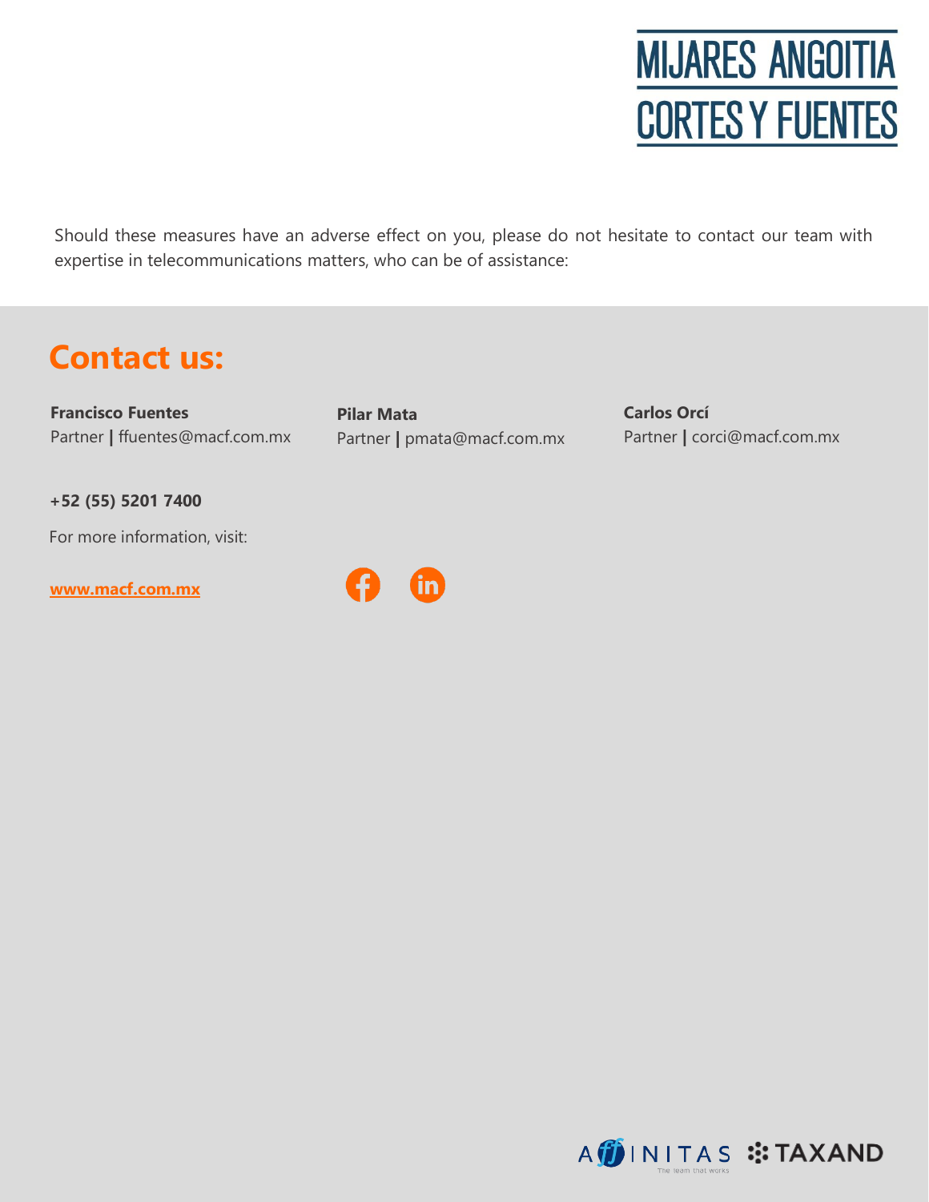Should these measures have an adverse effect on you, please do not hesitate to contact our team with expertise in telecommunications matters, who can be of assistance:

## Contact us:

**Francisco Fuentes**
Partner **|** ffuentes@macf.com.mx

**Pilar Mata**
Partner **|** pmata@macf.com.mx

**Carlos Orcí**
Partner **|** corci@macf.com.mx

**+52 (55) 5201 7400**

For more information, visit:

**www.macf.com.mx**